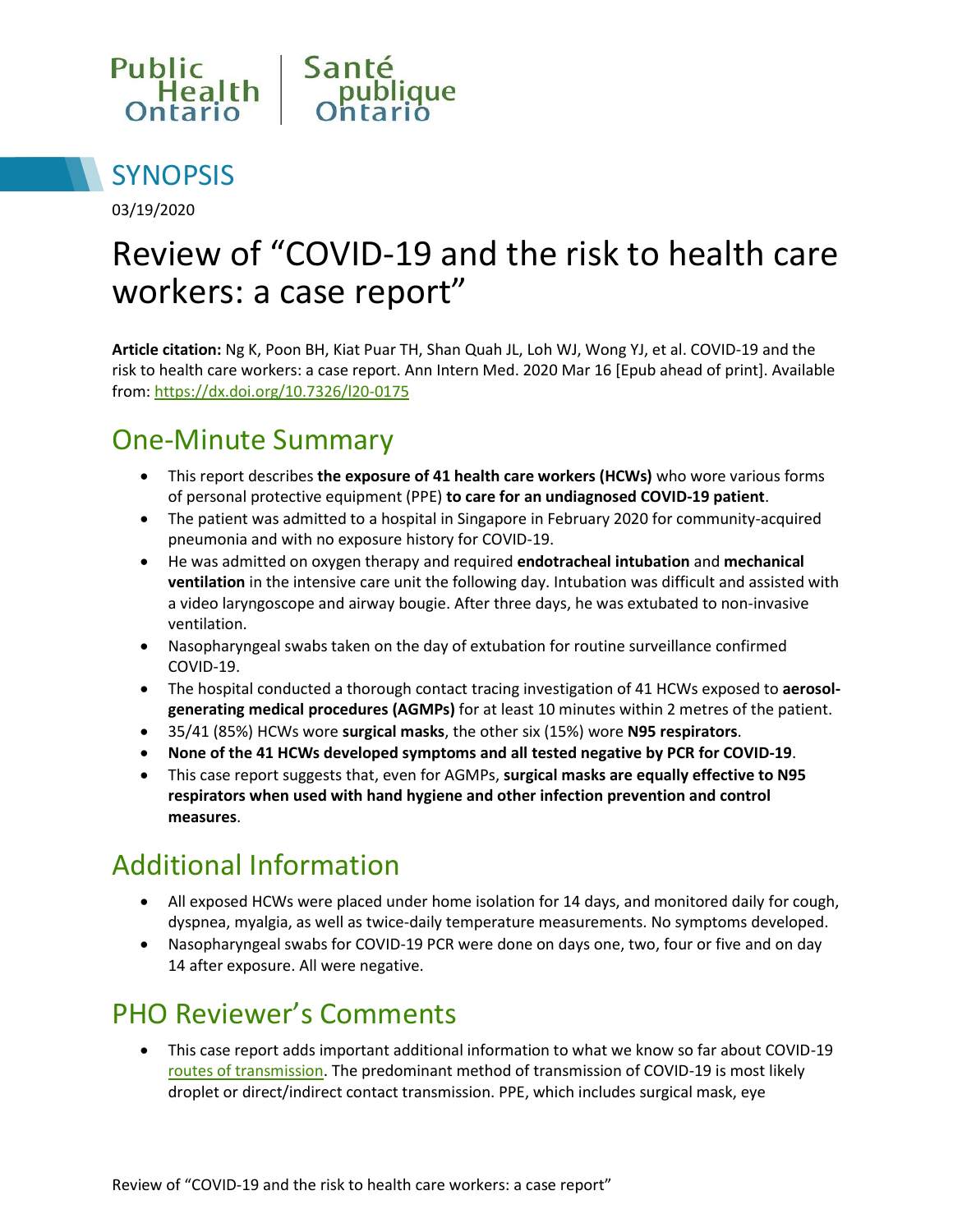Public Health Ontario | Santé publique Ontario

# SYNOPSIS

03/19/2020

# Review of "COVID-19 and the risk to health care workers: a case report"

**Article citation:** Ng K, Poon BH, Kiat Puar TH, Shan Quah JL, Loh WJ, Wong YJ, et al. COVID-19 and the risk to health care workers: a case report. Ann Intern Med. 2020 Mar 16 [Epub ahead of print]. Available from: https://dx.doi.org/10.7326/l20-0175

## One-Minute Summary

- This report describes **the exposure of 41 health care workers (HCWs)** who wore various forms of personal protective equipment (PPE) **to care for an undiagnosed COVID-19 patient**.
- The patient was admitted to a hospital in Singapore in February 2020 for community-acquired pneumonia and with no exposure history for COVID-19.
- He was admitted on oxygen therapy and required **endotracheal intubation** and **mechanical ventilation** in the intensive care unit the following day. Intubation was difficult and assisted with a video laryngoscope and airway bougie. After three days, he was extubated to non-invasive ventilation.
- Nasopharyngeal swabs taken on the day of extubation for routine surveillance confirmed COVID-19.
- The hospital conducted a thorough contact tracing investigation of 41 HCWs exposed to **aerosol-generating medical procedures (AGMPs)** for at least 10 minutes within 2 metres of the patient.
- 35/41 (85%) HCWs wore **surgical masks**, the other six (15%) wore **N95 respirators**.
- **None of the 41 HCWs developed symptoms and all tested negative by PCR for COVID-19**.
- This case report suggests that, even for AGMPs, **surgical masks are equally effective to N95 respirators when used with hand hygiene and other infection prevention and control measures**.

## Additional Information

- All exposed HCWs were placed under home isolation for 14 days, and monitored daily for cough, dyspnea, myalgia, as well as twice-daily temperature measurements. No symptoms developed.
- Nasopharyngeal swabs for COVID-19 PCR were done on days one, two, four or five and on day 14 after exposure. All were negative.

## PHO Reviewer's Comments

- This case report adds important additional information to what we know so far about COVID-19 routes of transmission. The predominant method of transmission of COVID-19 is most likely droplet or direct/indirect contact transmission. PPE, which includes surgical mask, eye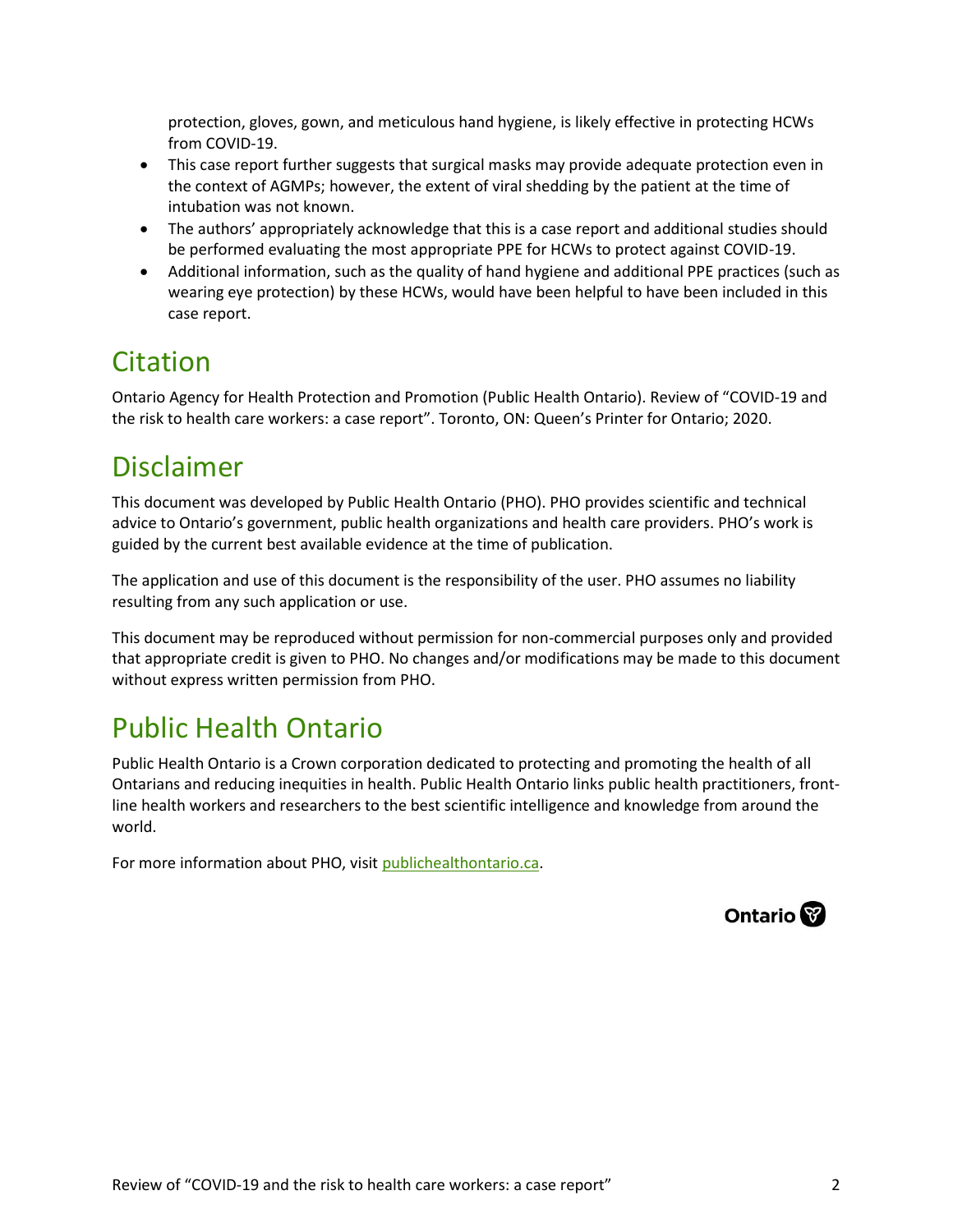protection, gloves, gown, and meticulous hand hygiene, is likely effective in protecting HCWs from COVID-19.

- This case report further suggests that surgical masks may provide adequate protection even in the context of AGMPs; however, the extent of viral shedding by the patient at the time of intubation was not known.
- The authors' appropriately acknowledge that this is a case report and additional studies should be performed evaluating the most appropriate PPE for HCWs to protect against COVID-19.
- Additional information, such as the quality of hand hygiene and additional PPE practices (such as wearing eye protection) by these HCWs, would have been helpful to have been included in this case report.

# Citation

Ontario Agency for Health Protection and Promotion (Public Health Ontario). Review of "COVID-19 and the risk to health care workers: a case report". Toronto, ON: Queen's Printer for Ontario; 2020.

# Disclaimer

This document was developed by Public Health Ontario (PHO). PHO provides scientific and technical advice to Ontario's government, public health organizations and health care providers. PHO's work is guided by the current best available evidence at the time of publication.

The application and use of this document is the responsibility of the user. PHO assumes no liability resulting from any such application or use.

This document may be reproduced without permission for non-commercial purposes only and provided that appropriate credit is given to PHO. No changes and/or modifications may be made to this document without express written permission from PHO.

# Public Health Ontario

Public Health Ontario is a Crown corporation dedicated to protecting and promoting the health of all Ontarians and reducing inequities in health. Public Health Ontario links public health practitioners, front-line health workers and researchers to the best scientific intelligence and knowledge from around the world.

For more information about PHO, visit publichealthontario.ca.

Ontario